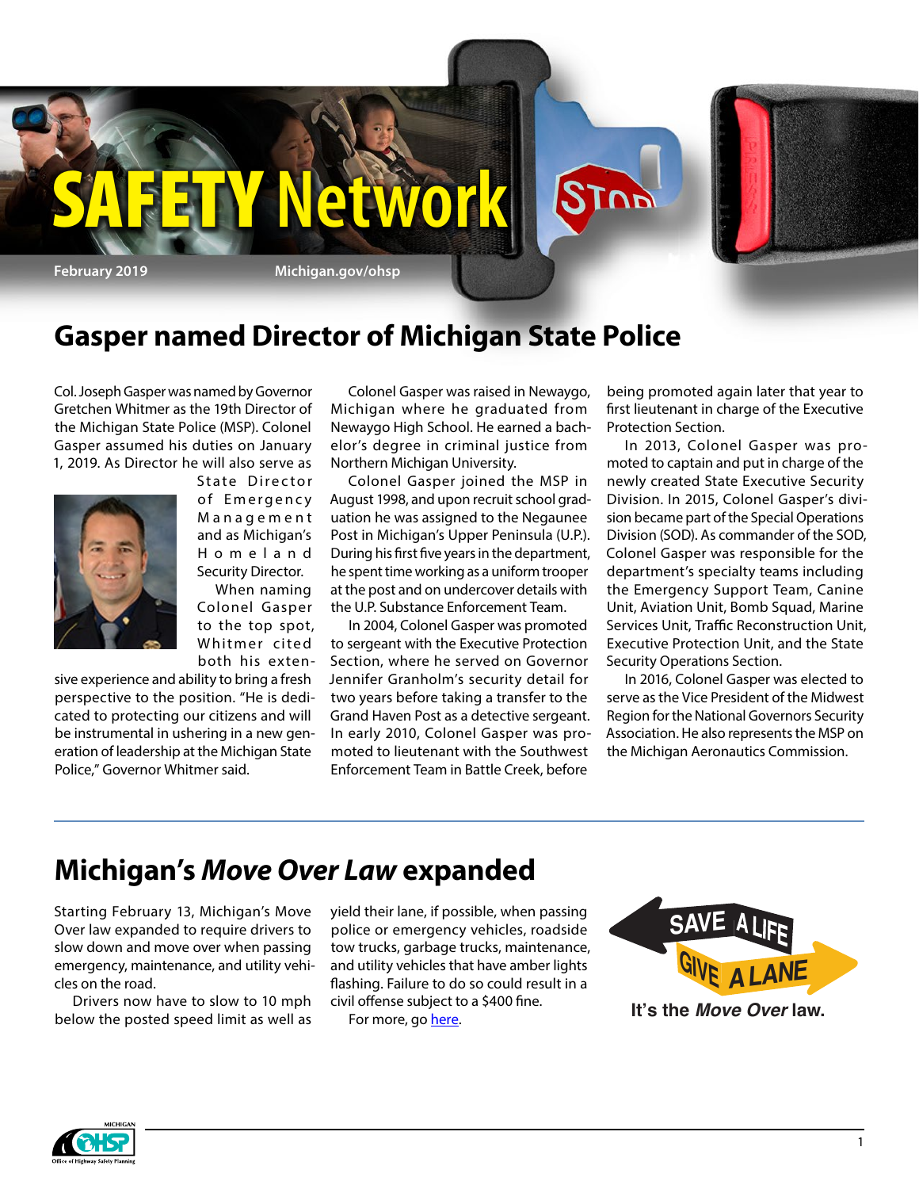# SAFETY Network

February 2019 Michigan.gov/ohsp

## Gasper named Director of Michigan State Police

Col. Joseph Gasper was named by Governor Gretchen Whitmer as the 19th Director of the Michigan State Police (MSP). Colonel Gasper assumed his duties on January 1, 2019. As Director he will also serve as State Director of Emergency Management and as Michigan's Homeland Security Director.

When naming Colonel Gasper to the top spot, Whitmer cited both his extensive experience and ability to bring a fresh perspective to the position. "He is dedicated to protecting our citizens and will be instrumental in ushering in a new generation of leadership at the Michigan State Police," Governor Whitmer said.

Colonel Gasper was raised in Newaygo, Michigan where he graduated from Newaygo High School. He earned a bachelor's degree in criminal justice from Northern Michigan University.

Colonel Gasper joined the MSP in August 1998, and upon recruit school graduation he was assigned to the Negaunee Post in Michigan's Upper Peninsula (U.P.). During his first five years in the department, he spent time working as a uniform trooper at the post and on undercover details with the U.P. Substance Enforcement Team.

In 2004, Colonel Gasper was promoted to sergeant with the Executive Protection Section, where he served on Governor Jennifer Granholm's security detail for two years before taking a transfer to the Grand Haven Post as a detective sergeant. In early 2010, Colonel Gasper was promoted to lieutenant with the Southwest Enforcement Team in Battle Creek, before being promoted again later that year to first lieutenant in charge of the Executive Protection Section.

In 2013, Colonel Gasper was promoted to captain and put in charge of the newly created State Executive Security Division. In 2015, Colonel Gasper's division became part of the Special Operations Division (SOD). As commander of the SOD, Colonel Gasper was responsible for the department's specialty teams including the Emergency Support Team, Canine Unit, Aviation Unit, Bomb Squad, Marine Services Unit, Traffic Reconstruction Unit, Executive Protection Unit, and the State Security Operations Section.

In 2016, Colonel Gasper was elected to serve as the Vice President of the Midwest Region for the National Governors Security Association. He also represents the MSP on the Michigan Aeronautics Commission.

## Michigan's *Move Over Law* expanded

Starting February 13, Michigan's Move Over law expanded to require drivers to slow down and move over when passing emergency, maintenance, and utility vehicles on the road.

Drivers now have to slow to 10 mph below the posted speed limit as well as yield their lane, if possible, when passing police or emergency vehicles, roadside tow trucks, garbage trucks, maintenance, and utility vehicles that have amber lights flashing. Failure to do so could result in a civil offense subject to a $400 fine.

For more, go [here](#).

SAVE A LIFE GIVE A LANE

It's the *Move Over* law.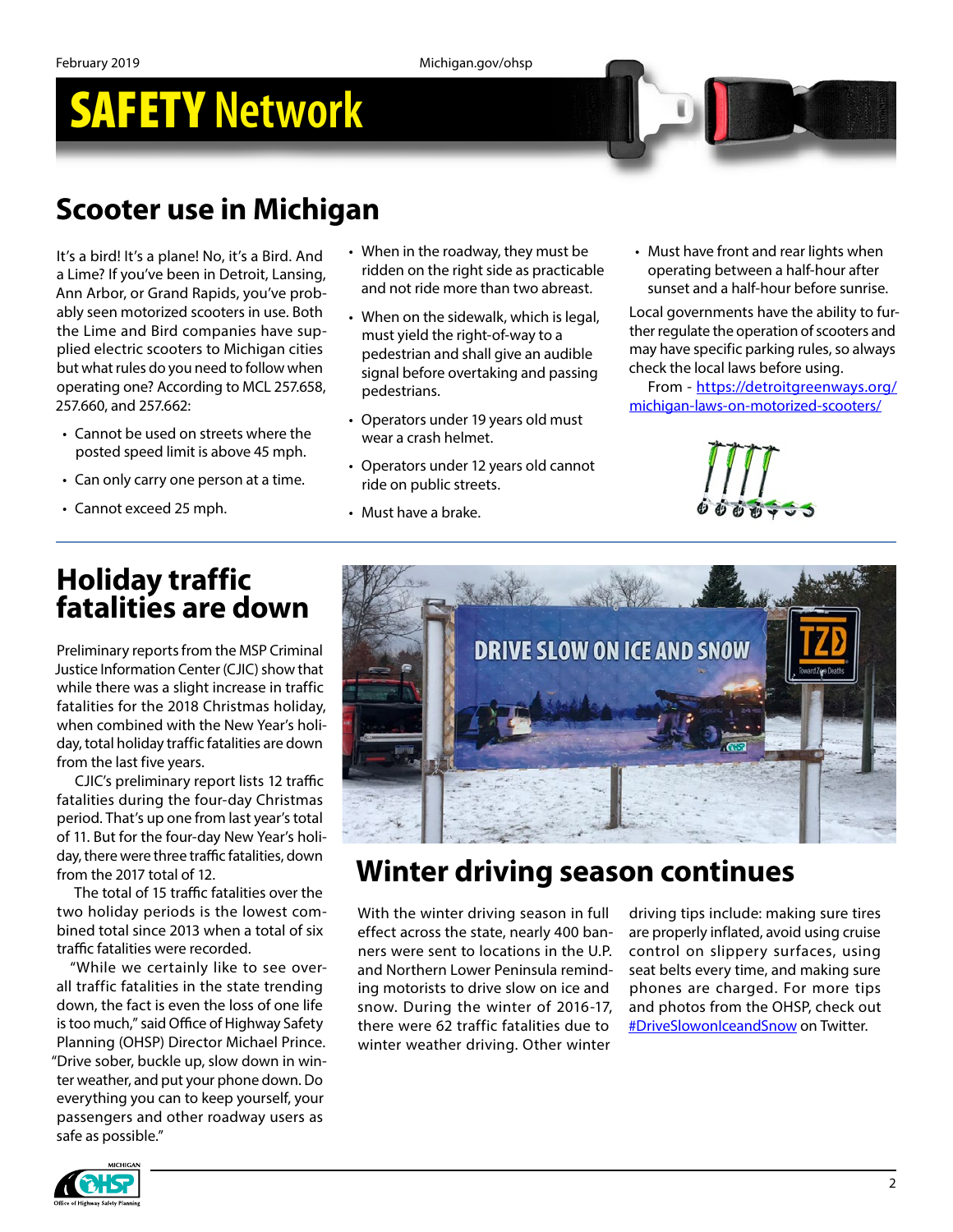# SAFETY Network

## Scooter use in Michigan

It's a bird! It's a plane! No, it's a Bird. And a Lime? If you've been in Detroit, Lansing, Ann Arbor, or Grand Rapids, you've probably seen motorized scooters in use. Both the Lime and Bird companies have supplied electric scooters to Michigan cities but what rules do you need to follow when operating one? According to MCL 257.658, 257.660, and 257.662:

- Cannot be used on streets where the posted speed limit is above 45 mph.
- Can only carry one person at a time.
- Cannot exceed 25 mph.
- When in the roadway, they must be ridden on the right side as practicable and not ride more than two abreast.
- When on the sidewalk, which is legal, must yield the right-of-way to a pedestrian and shall give an audible signal before overtaking and passing pedestrians.
- Operators under 19 years old must wear a crash helmet.
- Operators under 12 years old cannot ride on public streets.
- Must have a brake.
- Must have front and rear lights when operating between a half-hour after sunset and a half-hour before sunrise.

Local governments have the ability to further regulate the operation of scooters and may have specific parking rules, so always check the local laws before using.

From - https://detroitgreenways.org/michigan-laws-on-motorized-scooters/

## Holiday traffic fatalities are down

Preliminary reports from the MSP Criminal Justice Information Center (CJIC) show that while there was a slight increase in traffic fatalities for the 2018 Christmas holiday, when combined with the New Year's holiday, total holiday traffic fatalities are down from the last five years.

CJIC's preliminary report lists 12 traffic fatalities during the four-day Christmas period. That's up one from last year's total of 11. But for the four-day New Year's holiday, there were three traffic fatalities, down from the 2017 total of 12.

The total of 15 traffic fatalities over the two holiday periods is the lowest combined total since 2013 when a total of six traffic fatalities were recorded.

"While we certainly like to see overall traffic fatalities in the state trending down, the fact is even the loss of one life is too much," said Office of Highway Safety Planning (OHSP) Director Michael Prince. "Drive sober, buckle up, slow down in winter weather, and put your phone down. Do everything you can to keep yourself, your passengers and other roadway users as safe as possible."

## Winter driving season continues

With the winter driving season in full effect across the state, nearly 400 banners were sent to locations in the U.P. and Northern Lower Peninsula reminding motorists to drive slow on ice and snow. During the winter of 2016-17, there were 62 traffic fatalities due to winter weather driving. Other winter driving tips include: making sure tires are properly inflated, avoid using cruise control on slippery surfaces, using seat belts every time, and making sure phones are charged. For more tips and photos from the OHSP, check out #DriveSlowonIceandSnow on Twitter.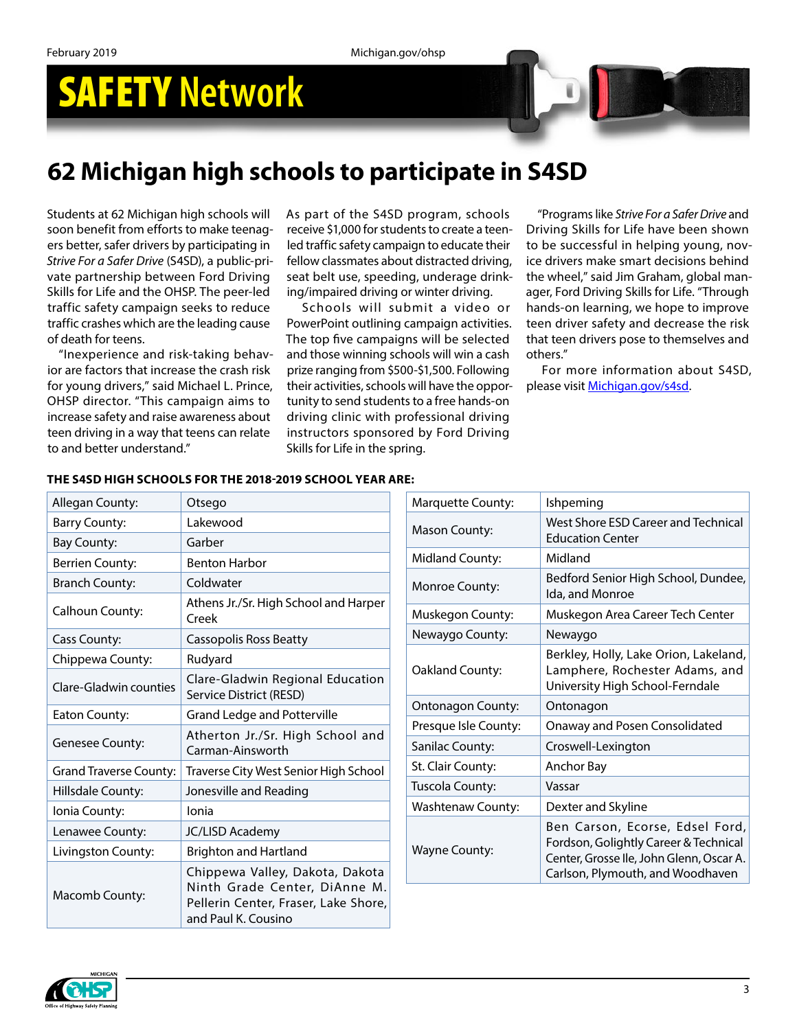# SAFETY Network

## 62 Michigan high schools to participate in S4SD

Students at 62 Michigan high schools will soon benefit from efforts to make teenagers better, safer drivers by participating in *Strive For a Safer Drive* (S4SD), a public-private partnership between Ford Driving Skills for Life and the OHSP. The peer-led traffic safety campaign seeks to reduce traffic crashes which are the leading cause of death for teens.

"Inexperience and risk-taking behavior are factors that increase the crash risk for young drivers," said Michael L. Prince, OHSP director. "This campaign aims to increase safety and raise awareness about teen driving in a way that teens can relate to and better understand."

As part of the S4SD program, schools receive $1,000 for students to create a teen-led traffic safety campaign to educate their fellow classmates about distracted driving, seat belt use, speeding, underage drinking/impaired driving or winter driving.

Schools will submit a video or PowerPoint outlining campaign activities. The top five campaigns will be selected and those winning schools will win a cash prize ranging from $500-$1,500. Following their activities, schools will have the opportunity to send students to a free hands-on driving clinic with professional driving instructors sponsored by Ford Driving Skills for Life in the spring.

"Programs like *Strive For a Safer Drive* and Driving Skills for Life have been shown to be successful in helping young, novice drivers make smart decisions behind the wheel," said Jim Graham, global manager, Ford Driving Skills for Life. "Through hands-on learning, we hope to improve teen driver safety and decrease the risk that teen drivers pose to themselves and others."

For more information about S4SD, please visit Michigan.gov/s4sd.

**THE S4SD HIGH SCHOOLS FOR THE 2018-2019 SCHOOL YEAR ARE:**

| County | Schools |
|---|---|
| Allegan County: | Otsego |
| Barry County: | Lakewood |
| Bay County: | Garber |
| Berrien County: | Benton Harbor |
| Branch County: | Coldwater |
| Calhoun County: | Athens Jr./Sr. High School and Harper Creek |
| Cass County: | Cassopolis Ross Beatty |
| Chippewa County: | Rudyard |
| Clare-Gladwin counties | Clare-Gladwin Regional Education Service District (RESD) |
| Eaton County: | Grand Ledge and Potterville |
| Genesee County: | Atherton Jr./Sr. High School and Carman-Ainsworth |
| Grand Traverse County: | Traverse City West Senior High School |
| Hillsdale County: | Jonesville and Reading |
| Ionia County: | Ionia |
| Lenawee County: | JC/LISD Academy |
| Livingston County: | Brighton and Hartland |
| Macomb County: | Chippewa Valley, Dakota, Dakota Ninth Grade Center, DiAnne M. Pellerin Center, Fraser, Lake Shore, and Paul K. Cousino |
| Marquette County: | Ishpeming |
| Mason County: | West Shore ESD Career and Technical Education Center |
| Midland County: | Midland |
| Monroe County: | Bedford Senior High School, Dundee, Ida, and Monroe |
| Muskegon County: | Muskegon Area Career Tech Center |
| Newaygo County: | Newaygo |
| Oakland County: | Berkley, Holly, Lake Orion, Lakeland, Lamphere, Rochester Adams, and University High School-Ferndale |
| Ontonagon County: | Ontonagon |
| Presque Isle County: | Onaway and Posen Consolidated |
| Sanilac County: | Croswell-Lexington |
| St. Clair County: | Anchor Bay |
| Tuscola County: | Vassar |
| Washtenaw County: | Dexter and Skyline |
| Wayne County: | Ben Carson, Ecorse, Edsel Ford, Fordson, Golightly Career & Technical Center, Grosse Ile, John Glenn, Oscar A. Carlson, Plymouth, and Woodhaven |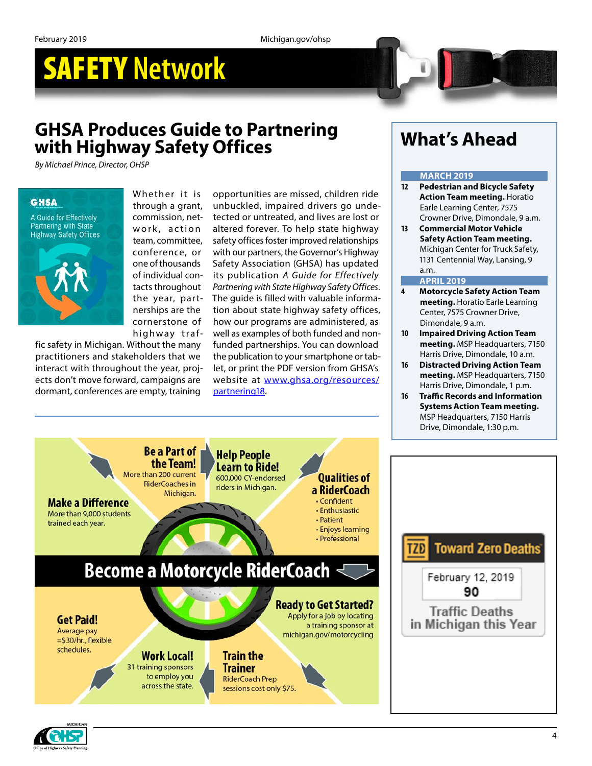# SAFETY Network

## GHSA Produces Guide to Partnering with Highway Safety Offices

*By Michael Prince, Director, OHSP*

GHSA

A Guide for Effectively Partnering with State Highway Safety Offices

Whether it is through a grant, commission, network, action team, committee, conference, or one of thousands of individual contacts throughout the year, partnerships are the cornerstone of highway traffic safety in Michigan. Without the many practitioners and stakeholders that we interact with throughout the year, projects don't move forward, campaigns are dormant, conferences are empty, training opportunities are missed, children ride unbuckled, impaired drivers go undetected or untreated, and lives are lost or altered forever. To help state highway safety offices foster improved relationships with our partners, the Governor's Highway Safety Association (GHSA) has updated its publication *A Guide for Effectively Partnering with State Highway Safety Offices*. The guide is filled with valuable information about state highway safety offices, how our programs are administered, as well as examples of both funded and non-funded partnerships. You can download the publication to your smartphone or tablet, or print the PDF version from GHSA's website at [www.ghsa.org/resources/partnering18](www.ghsa.org/resources/partnering18).

## Become a Motorcycle RiderCoach

**Be a Part of the Team!** More than 200 current RiderCoaches in Michigan.

**Help People Learn to Ride!** 600,000 CY-endorsed riders in Michigan.

**Qualities of a RiderCoach**
- Confident
- Enthusiastic
- Patient
- Enjoys learning
- Professional

**Make a Difference** More than 9,000 students trained each year.

**Ready to Get Started?** Apply for a job by locating a training sponsor at michigan.gov/motorcycling

**Get Paid!** Average pay =$30/hr., flexible schedules.

**Work Local!** 31 training sponsors to employ you across the state.

**Train the Trainer** RiderCoach Prep sessions cost only $75.

## What's Ahead

**MARCH 2019**

- **12** **Pedestrian and Bicycle Safety Action Team meeting.** Horatio Earle Learning Center, 7575 Crowner Drive, Dimondale, 9 a.m.
- **13** **Commercial Motor Vehicle Safety Action Team meeting.** Michigan Center for Truck Safety, 1131 Centennial Way, Lansing, 9 a.m.

**APRIL 2019**

- **4** **Motorcycle Safety Action Team meeting.** Horatio Earle Learning Center, 7575 Crowner Drive, Dimondale, 9 a.m.
- **10** **Impaired Driving Action Team meeting.** MSP Headquarters, 7150 Harris Drive, Dimondale, 10 a.m.
- **16** **Distracted Driving Action Team meeting.** MSP Headquarters, 7150 Harris Drive, Dimondale, 1 p.m.
- **16** **Traffic Records and Information Systems Action Team meeting.** MSP Headquarters, 7150 Harris Drive, Dimondale, 1:30 p.m.

**Toward Zero Deaths**

February 12, 2019

**90**

Traffic Deaths in Michigan this Year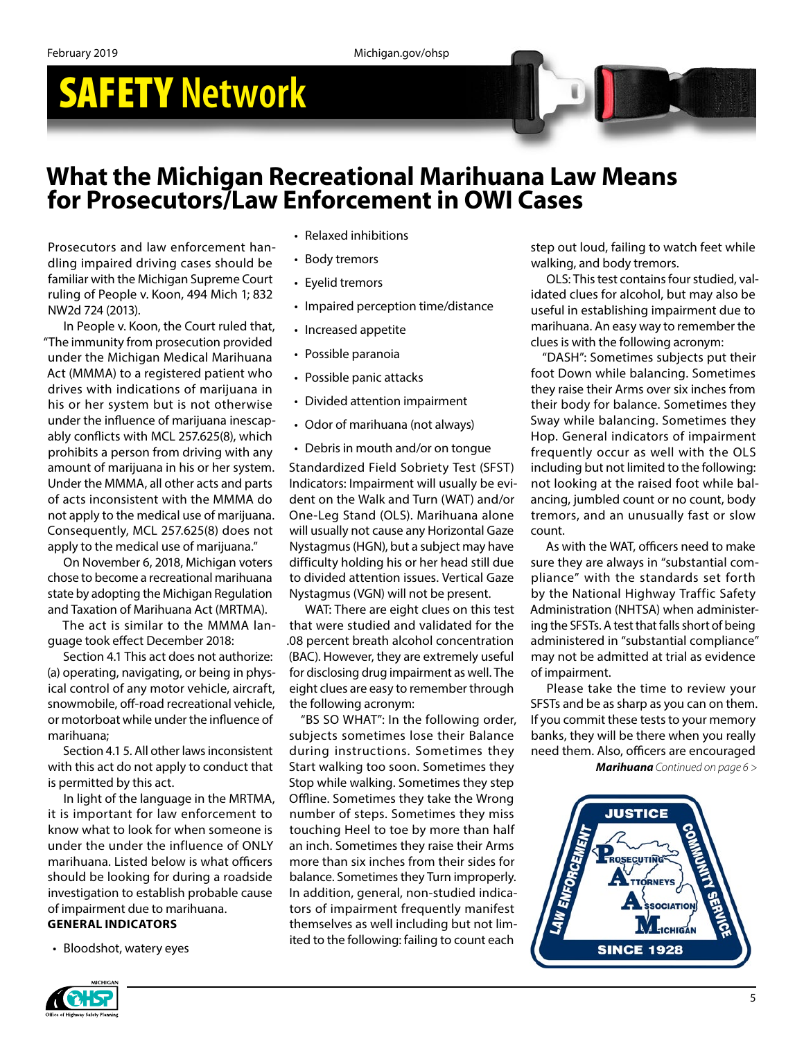# SAFETY Network

## What the Michigan Recreational Marihuana Law Means for Prosecutors/Law Enforcement in OWI Cases

Prosecutors and law enforcement handling impaired driving cases should be familiar with the Michigan Supreme Court ruling of People v. Koon, 494 Mich 1; 832 NW2d 724 (2013).

In People v. Koon, the Court ruled that, "The immunity from prosecution provided under the Michigan Medical Marihuana Act (MMMA) to a registered patient who drives with indications of marijuana in his or her system but is not otherwise under the influence of marijuana inescapably conflicts with MCL 257.625(8), which prohibits a person from driving with any amount of marijuana in his or her system. Under the MMMA, all other acts and parts of acts inconsistent with the MMMA do not apply to the medical use of marijuana. Consequently, MCL 257.625(8) does not apply to the medical use of marijuana."

On November 6, 2018, Michigan voters chose to become a recreational marihuana state by adopting the Michigan Regulation and Taxation of Marihuana Act (MRTMA).

The act is similar to the MMMA language took effect December 2018:

Section 4.1 This act does not authorize: (a) operating, navigating, or being in physical control of any motor vehicle, aircraft, snowmobile, off-road recreational vehicle, or motorboat while under the influence of marihuana;

Section 4.1 5. All other laws inconsistent with this act do not apply to conduct that is permitted by this act.

In light of the language in the MRTMA, it is important for law enforcement to know what to look for when someone is under the under the influence of ONLY marihuana. Listed below is what officers should be looking for during a roadside investigation to establish probable cause of impairment due to marihuana.

**GENERAL INDICATORS**

- Bloodshot, watery eyes
- Relaxed inhibitions
- Body tremors
- Eyelid tremors
- Impaired perception time/distance
- Increased appetite
- Possible paranoia
- Possible panic attacks
- Divided attention impairment
- Odor of marihuana (not always)
- Debris in mouth and/or on tongue

Standardized Field Sobriety Test (SFST) Indicators: Impairment will usually be evident on the Walk and Turn (WAT) and/or One-Leg Stand (OLS). Marihuana alone will usually not cause any Horizontal Gaze Nystagmus (HGN), but a subject may have difficulty holding his or her head still due to divided attention issues. Vertical Gaze Nystagmus (VGN) will not be present.

WAT: There are eight clues on this test that were studied and validated for the .08 percent breath alcohol concentration (BAC). However, they are extremely useful for disclosing drug impairment as well. The eight clues are easy to remember through the following acronym:

"BS SO WHAT": In the following order, subjects sometimes lose their Balance during instructions. Sometimes they Start walking too soon. Sometimes they Stop while walking. Sometimes they step Offline. Sometimes they take the Wrong number of steps. Sometimes they miss touching Heel to toe by more than half an inch. Sometimes they raise their Arms more than six inches from their sides for balance. Sometimes they Turn improperly. In addition, general, non-studied indicators of impairment frequently manifest themselves as well including but not limited to the following: failing to count each step out loud, failing to watch feet while walking, and body tremors.

OLS: This test contains four studied, validated clues for alcohol, but may also be useful in establishing impairment due to marihuana. An easy way to remember the clues is with the following acronym:

"DASH": Sometimes subjects put their foot Down while balancing. Sometimes they raise their Arms over six inches from their body for balance. Sometimes they Sway while balancing. Sometimes they Hop. General indicators of impairment frequently occur as well with the OLS including but not limited to the following: not looking at the raised foot while balancing, jumbled count or no count, body tremors, and an unusually fast or slow count.

As with the WAT, officers need to make sure they are always in "substantial compliance" with the standards set forth by the National Highway Traffic Safety Administration (NHTSA) when administering the SFSTs. A test that falls short of being administered in "substantial compliance" may not be admitted at trial as evidence of impairment.

Please take the time to review your SFSTs and be as sharp as you can on them. If you commit these tests to your memory banks, they will be there when you really need them. Also, officers are encouraged

***Marihuana*** *Continued on page 6 >*

JUSTICE · COMMUNITY SERVICE · LAW ENFORCEMENT
Prosecuting Attorneys Association Michigan
SINCE 1928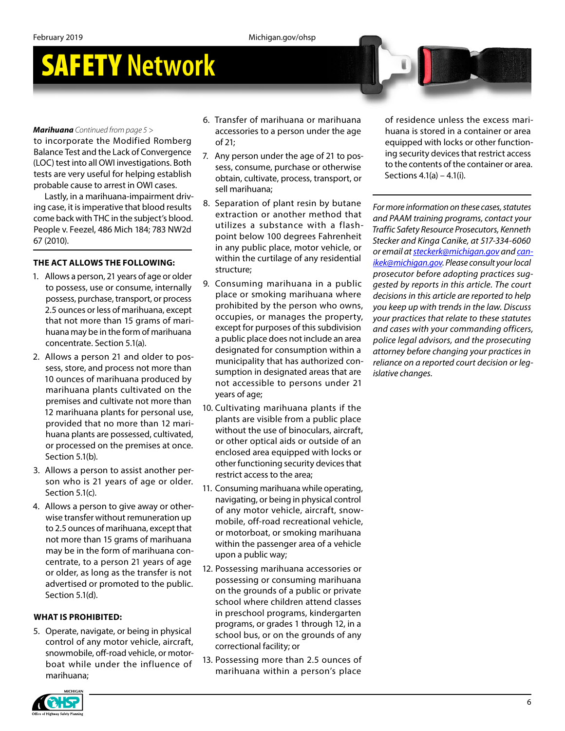# SAFETY Network

***Marihuana*** *Continued from page 5 >*

to incorporate the Modified Romberg Balance Test and the Lack of Convergence (LOC) test into all OWI investigations. Both tests are very useful for helping establish probable cause to arrest in OWI cases.

Lastly, in a marihuana-impairment driving case, it is imperative that blood results come back with THC in the subject's blood. People v. Feezel, 486 Mich 184; 783 NW2d 67 (2010).

**THE ACT ALLOWS THE FOLLOWING:**

1. Allows a person, 21 years of age or older to possess, use or consume, internally possess, purchase, transport, or process 2.5 ounces or less of marihuana, except that not more than 15 grams of marihuana may be in the form of marihuana concentrate. Section 5.1(a).
2. Allows a person 21 and older to possess, store, and process not more than 10 ounces of marihuana produced by marihuana plants cultivated on the premises and cultivate not more than 12 marihuana plants for personal use, provided that no more than 12 marihuana plants are possessed, cultivated, or processed on the premises at once. Section 5.1(b).
3. Allows a person to assist another person who is 21 years of age or older. Section 5.1(c).
4. Allows a person to give away or otherwise transfer without remuneration up to 2.5 ounces of marihuana, except that not more than 15 grams of marihuana may be in the form of marihuana concentrate, to a person 21 years of age or older, as long as the transfer is not advertised or promoted to the public. Section 5.1(d).

**WHAT IS PROHIBITED:**

5. Operate, navigate, or being in physical control of any motor vehicle, aircraft, snowmobile, off-road vehicle, or motorboat while under the influence of marihuana;
6. Transfer of marihuana or marihuana accessories to a person under the age of 21;
7. Any person under the age of 21 to possess, consume, purchase or otherwise obtain, cultivate, process, transport, or sell marihuana;
8. Separation of plant resin by butane extraction or another method that utilizes a substance with a flash-point below 100 degrees Fahrenheit in any public place, motor vehicle, or within the curtilage of any residential structure;
9. Consuming marihuana in a public place or smoking marihuana where prohibited by the person who owns, occupies, or manages the property, except for purposes of this subdivision a public place does not include an area designated for consumption within a municipality that has authorized consumption in designated areas that are not accessible to persons under 21 years of age;
10. Cultivating marihuana plants if the plants are visible from a public place without the use of binoculars, aircraft, or other optical aids or outside of an enclosed area equipped with locks or other functioning security devices that restrict access to the area;
11. Consuming marihuana while operating, navigating, or being in physical control of any motor vehicle, aircraft, snowmobile, off-road recreational vehicle, or motorboat, or smoking marihuana within the passenger area of a vehicle upon a public way;
12. Possessing marihuana accessories or possessing or consuming marihuana on the grounds of a public or private school where children attend classes in preschool programs, kindergarten programs, or grades 1 through 12, in a school bus, or on the grounds of any correctional facility; or
13. Possessing more than 2.5 ounces of marihuana within a person's place of residence unless the excess marihuana is stored in a container or area equipped with locks or other functioning security devices that restrict access to the contents of the container or area. Sections 4.1(a) – 4.1(i).

---

*For more information on these cases, statutes and PAAM training programs, contact your Traffic Safety Resource Prosecutors, Kenneth Stecker and Kinga Canike, at 517-334-6060 or email at [steckerk@michigan.gov](mailto:steckerk@michigan.gov) and [canikek@michigan.gov](mailto:canikek@michigan.gov). Please consult your local prosecutor before adopting practices suggested by reports in this article. The court decisions in this article are reported to help you keep up with trends in the law. Discuss your practices that relate to these statutes and cases with your commanding officers, police legal advisors, and the prosecuting attorney before changing your practices in reliance on a reported court decision or legislative changes.*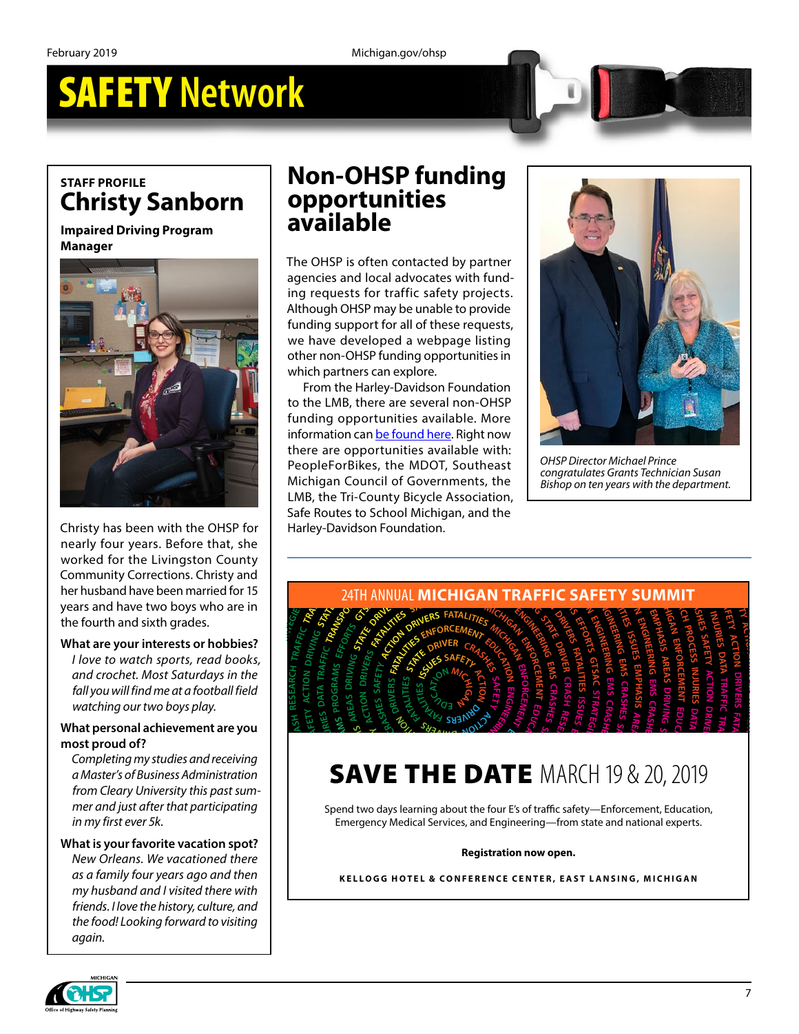# SAFETY Network

## STAFF PROFILE

### Christy Sanborn

**Impaired Driving Program Manager**

Christy has been with the OHSP for nearly four years. Before that, she worked for the Livingston County Community Corrections. Christy and her husband have been married for 15 years and have two boys who are in the fourth and sixth grades.

**What are your interests or hobbies?**
*I love to watch sports, read books, and crochet. Most Saturdays in the fall you will find me at a football field watching our two boys play.*

**What personal achievement are you most proud of?**
*Completing my studies and receiving a Master's of Business Administration from Cleary University this past summer and just after that participating in my first ever 5k.*

**What is your favorite vacation spot?**
*New Orleans. We vacationed there as a family four years ago and then my husband and I visited there with friends. I love the history, culture, and the food! Looking forward to visiting again.*

## Non-OHSP funding opportunities available

The OHSP is often contacted by partner agencies and local advocates with funding requests for traffic safety projects. Although OHSP may be unable to provide funding support for all of these requests, we have developed a webpage listing other non-OHSP funding opportunities in which partners can explore.

From the Harley-Davidson Foundation to the LMB, there are several non-OHSP funding opportunities available. More information can be found here. Right now there are opportunities available with: PeopleForBikes, the MDOT, Southeast Michigan Council of Governments, the LMB, the Tri-County Bicycle Association, Safe Routes to School Michigan, and the Harley-Davidson Foundation.

*OHSP Director Michael Prince congratulates Grants Technician Susan Bishop on ten years with the department.*

## 24TH ANNUAL MICHIGAN TRAFFIC SAFETY SUMMIT

### SAVE THE DATE MARCH 19 & 20, 2019

Spend two days learning about the four E's of traffic safety—Enforcement, Education, Emergency Medical Services, and Engineering—from state and national experts.

**Registration now open.**

KELLOGG HOTEL & CONFERENCE CENTER, EAST LANSING, MICHIGAN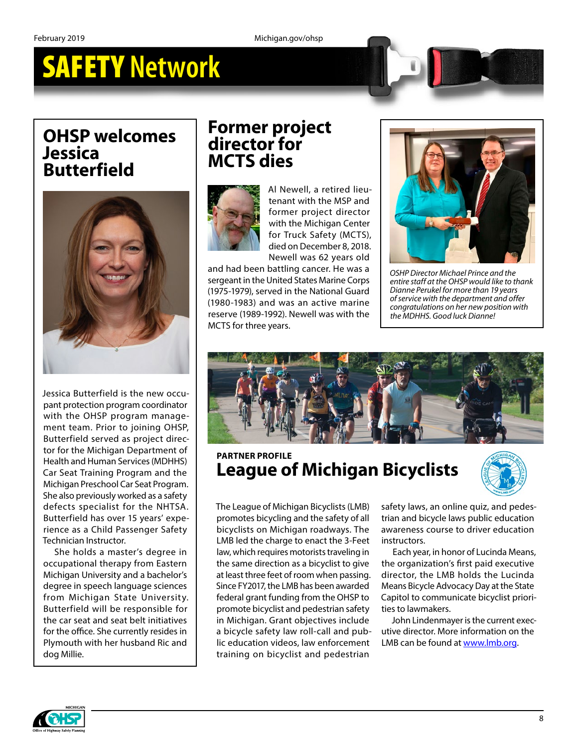# SAFETY Network

## OHSP welcomes Jessica Butterfield

Jessica Butterfield is the new occupant protection program coordinator with the OHSP program management team. Prior to joining OHSP, Butterfield served as project director for the Michigan Department of Health and Human Services (MDHHS) Car Seat Training Program and the Michigan Preschool Car Seat Program. She also previously worked as a safety defects specialist for the NHTSA. Butterfield has over 15 years' experience as a Child Passenger Safety Technician Instructor.

She holds a master's degree in occupational therapy from Eastern Michigan University and a bachelor's degree in speech language sciences from Michigan State University. Butterfield will be responsible for the car seat and seat belt initiatives for the office. She currently resides in Plymouth with her husband Ric and dog Millie.

## Former project director for MCTS dies

Al Newell, a retired lieutenant with the MSP and former project director with the Michigan Center for Truck Safety (MCTS), died on December 8, 2018. Newell was 62 years old and had been battling cancer. He was a sergeant in the United States Marine Corps (1975-1979), served in the National Guard (1980-1983) and was an active marine reserve (1989-1992). Newell was with the MCTS for three years.

*OSHP Director Michael Prince and the entire staff at the OHSP would like to thank Dianne Perukel for more than 19 years of service with the department and offer congratulations on her new position with the MDHHS. Good luck Dianne!*

**PARTNER PROFILE**

## League of Michigan Bicyclists

The League of Michigan Bicyclists (LMB) promotes bicycling and the safety of all bicyclists on Michigan roadways. The LMB led the charge to enact the 3-Feet law, which requires motorists traveling in the same direction as a bicyclist to give at least three feet of room when passing. Since FY2017, the LMB has been awarded federal grant funding from the OHSP to promote bicyclist and pedestrian safety in Michigan. Grant objectives include a bicycle safety law roll-call and public education videos, law enforcement training on bicyclist and pedestrian safety laws, an online quiz, and pedestrian and bicycle laws public education awareness course to driver education instructors.

Each year, in honor of Lucinda Means, the organization's first paid executive director, the LMB holds the Lucinda Means Bicycle Advocacy Day at the State Capitol to communicate bicyclist priorities to lawmakers.

John Lindenmayer is the current executive director. More information on the LMB can be found at www.lmb.org.